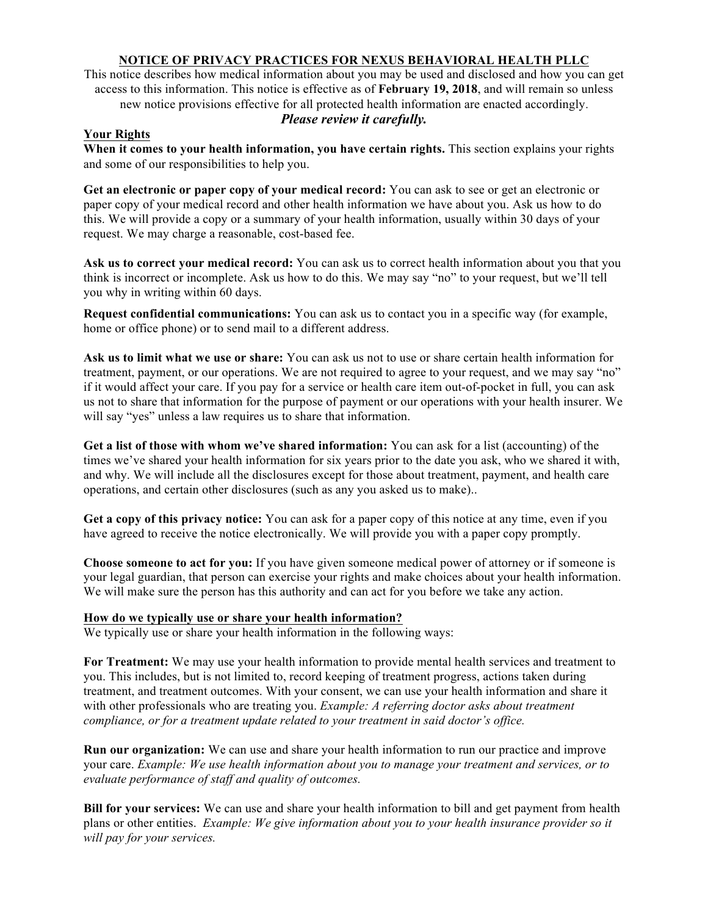# NOTICE OF PRIVACY PRACTICES FOR NEXUS BEHAVIORAL HEALTH PLLC

This notice describes how medical information about you may be used and disclosed and how you can get access to this information. This notice is effective as of **February 19, 2018**, and will remain so unless new notice provisions effective for all protected health information are enacted accordingly.

***Please review it carefully.***

## Your Rights

**When it comes to your health information, you have certain rights.** This section explains your rights and some of our responsibilities to help you.

**Get an electronic or paper copy of your medical record:** You can ask to see or get an electronic or paper copy of your medical record and other health information we have about you. Ask us how to do this. We will provide a copy or a summary of your health information, usually within 30 days of your request. We may charge a reasonable, cost-based fee.

**Ask us to correct your medical record:** You can ask us to correct health information about you that you think is incorrect or incomplete. Ask us how to do this. We may say "no" to your request, but we'll tell you why in writing within 60 days.

**Request confidential communications:** You can ask us to contact you in a specific way (for example, home or office phone) or to send mail to a different address.

**Ask us to limit what we use or share:** You can ask us not to use or share certain health information for treatment, payment, or our operations. We are not required to agree to your request, and we may say "no" if it would affect your care. If you pay for a service or health care item out-of-pocket in full, you can ask us not to share that information for the purpose of payment or our operations with your health insurer. We will say "yes" unless a law requires us to share that information.

**Get a list of those with whom we've shared information:** You can ask for a list (accounting) of the times we've shared your health information for six years prior to the date you ask, who we shared it with, and why. We will include all the disclosures except for those about treatment, payment, and health care operations, and certain other disclosures (such as any you asked us to make)..

**Get a copy of this privacy notice:** You can ask for a paper copy of this notice at any time, even if you have agreed to receive the notice electronically. We will provide you with a paper copy promptly.

**Choose someone to act for you:** If you have given someone medical power of attorney or if someone is your legal guardian, that person can exercise your rights and make choices about your health information. We will make sure the person has this authority and can act for you before we take any action.

## How do we typically use or share your health information?

We typically use or share your health information in the following ways:

**For Treatment:** We may use your health information to provide mental health services and treatment to you. This includes, but is not limited to, record keeping of treatment progress, actions taken during treatment, and treatment outcomes. With your consent, we can use your health information and share it with other professionals who are treating you. *Example: A referring doctor asks about treatment compliance, or for a treatment update related to your treatment in said doctor's office.*

**Run our organization:** We can use and share your health information to run our practice and improve your care. *Example: We use health information about you to manage your treatment and services, or to evaluate performance of staff and quality of outcomes.*

**Bill for your services:** We can use and share your health information to bill and get payment from health plans or other entities. *Example: We give information about you to your health insurance provider so it will pay for your services.*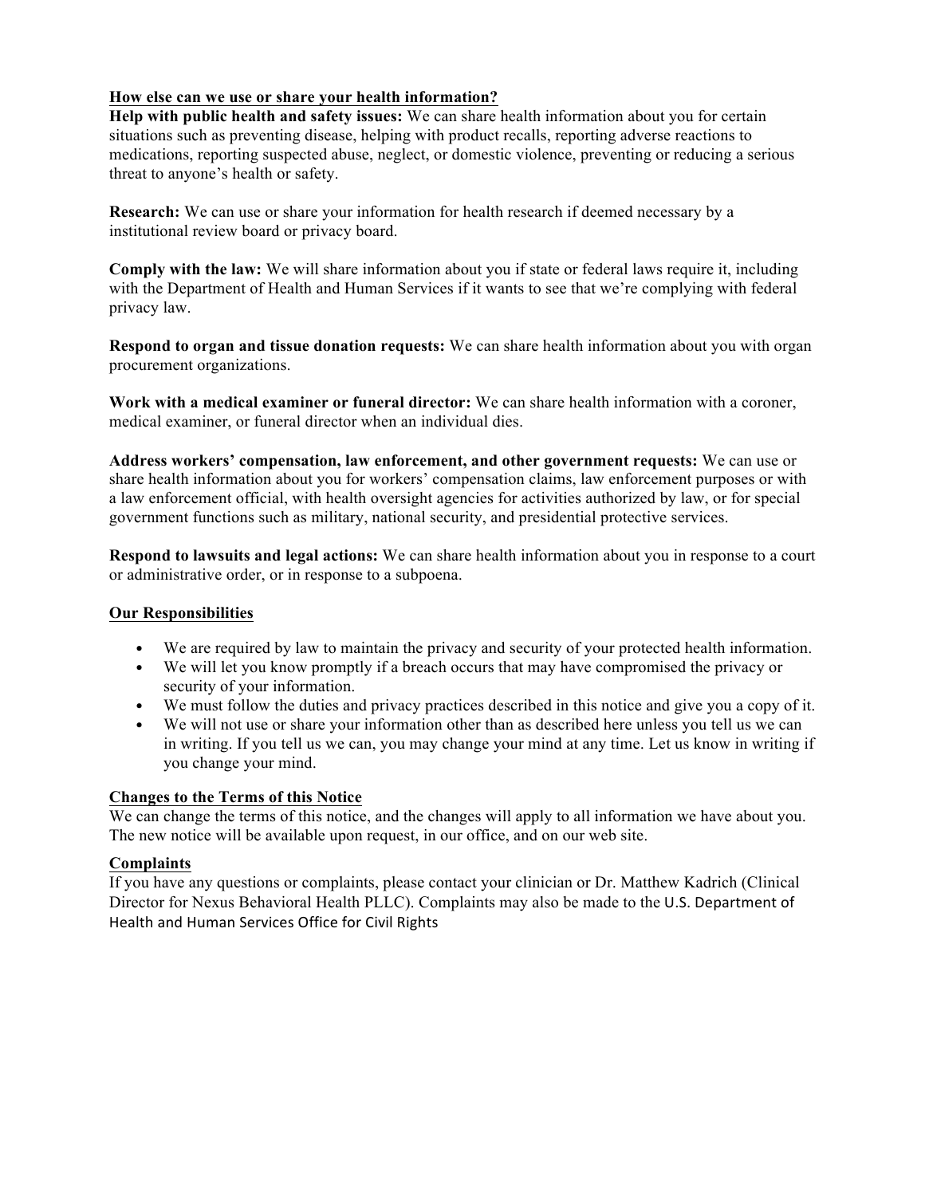## How else can we use or share your health information?

**Help with public health and safety issues:** We can share health information about you for certain situations such as preventing disease, helping with product recalls, reporting adverse reactions to medications, reporting suspected abuse, neglect, or domestic violence, preventing or reducing a serious threat to anyone's health or safety.

**Research:** We can use or share your information for health research if deemed necessary by a institutional review board or privacy board.

**Comply with the law:** We will share information about you if state or federal laws require it, including with the Department of Health and Human Services if it wants to see that we're complying with federal privacy law.

**Respond to organ and tissue donation requests:** We can share health information about you with organ procurement organizations.

**Work with a medical examiner or funeral director:** We can share health information with a coroner, medical examiner, or funeral director when an individual dies.

**Address workers' compensation, law enforcement, and other government requests:** We can use or share health information about you for workers' compensation claims, law enforcement purposes or with a law enforcement official, with health oversight agencies for activities authorized by law, or for special government functions such as military, national security, and presidential protective services.

**Respond to lawsuits and legal actions:** We can share health information about you in response to a court or administrative order, or in response to a subpoena.

## Our Responsibilities

- We are required by law to maintain the privacy and security of your protected health information.
- We will let you know promptly if a breach occurs that may have compromised the privacy or security of your information.
- We must follow the duties and privacy practices described in this notice and give you a copy of it.
- We will not use or share your information other than as described here unless you tell us we can in writing. If you tell us we can, you may change your mind at any time. Let us know in writing if you change your mind.

## Changes to the Terms of this Notice

We can change the terms of this notice, and the changes will apply to all information we have about you. The new notice will be available upon request, in our office, and on our web site.

## Complaints

If you have any questions or complaints, please contact your clinician or Dr. Matthew Kadrich (Clinical Director for Nexus Behavioral Health PLLC). Complaints may also be made to the U.S. Department of Health and Human Services Office for Civil Rights